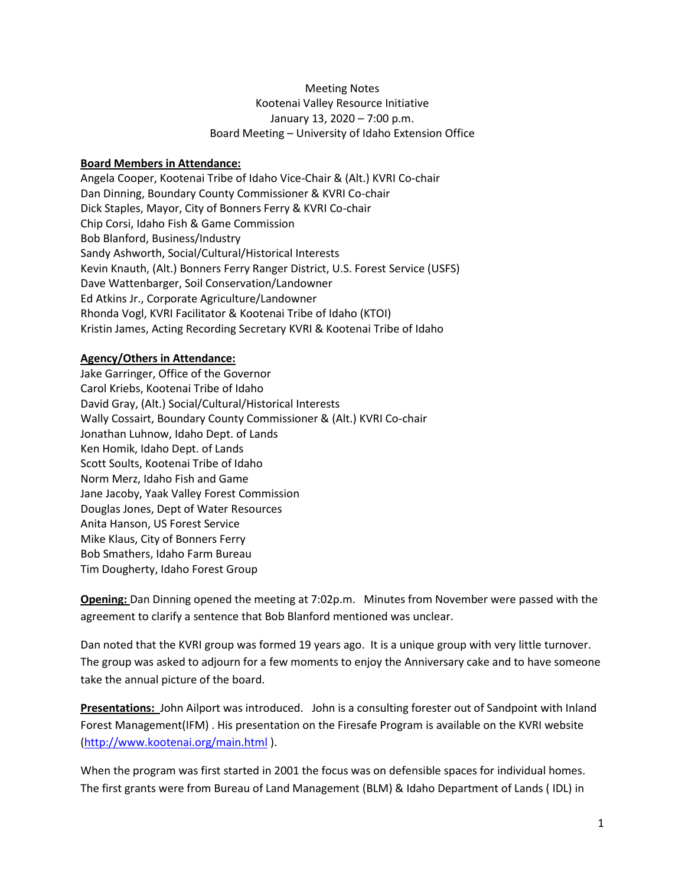Meeting Notes
Kootenai Valley Resource Initiative
January 13, 2020 – 7:00 p.m.
Board Meeting – University of Idaho Extension Office

**Board Members in Attendance:**

Angela Cooper, Kootenai Tribe of Idaho Vice-Chair & (Alt.) KVRI Co-chair
Dan Dinning, Boundary County Commissioner & KVRI Co-chair
Dick Staples, Mayor, City of Bonners Ferry & KVRI Co-chair
Chip Corsi, Idaho Fish & Game Commission
Bob Blanford, Business/Industry
Sandy Ashworth, Social/Cultural/Historical Interests
Kevin Knauth, (Alt.) Bonners Ferry Ranger District, U.S. Forest Service (USFS)
Dave Wattenbarger, Soil Conservation/Landowner
Ed Atkins Jr., Corporate Agriculture/Landowner
Rhonda Vogl, KVRI Facilitator & Kootenai Tribe of Idaho (KTOI)
Kristin James, Acting Recording Secretary KVRI & Kootenai Tribe of Idaho

**Agency/Others in Attendance:**

Jake Garringer, Office of the Governor
Carol Kriebs, Kootenai Tribe of Idaho
David Gray, (Alt.) Social/Cultural/Historical Interests
Wally Cossairt, Boundary County Commissioner & (Alt.) KVRI Co-chair
Jonathan Luhnow, Idaho Dept. of Lands
Ken Homik, Idaho Dept. of Lands
Scott Soults, Kootenai Tribe of Idaho
Norm Merz, Idaho Fish and Game
Jane Jacoby, Yaak Valley Forest Commission
Douglas Jones, Dept of Water Resources
Anita Hanson, US Forest Service
Mike Klaus, City of Bonners Ferry
Bob Smathers, Idaho Farm Bureau
Tim Dougherty, Idaho Forest Group

**Opening:** Dan Dinning opened the meeting at 7:02p.m. Minutes from November were passed with the agreement to clarify a sentence that Bob Blanford mentioned was unclear.

Dan noted that the KVRI group was formed 19 years ago. It is a unique group with very little turnover. The group was asked to adjourn for a few moments to enjoy the Anniversary cake and to have someone take the annual picture of the board.

**Presentations:** John Ailport was introduced. John is a consulting forester out of Sandpoint with Inland Forest Management(IFM) . His presentation on the Firesafe Program is available on the KVRI website (http://www.kootenai.org/main.html ).

When the program was first started in 2001 the focus was on defensible spaces for individual homes. The first grants were from Bureau of Land Management (BLM) & Idaho Department of Lands ( IDL) in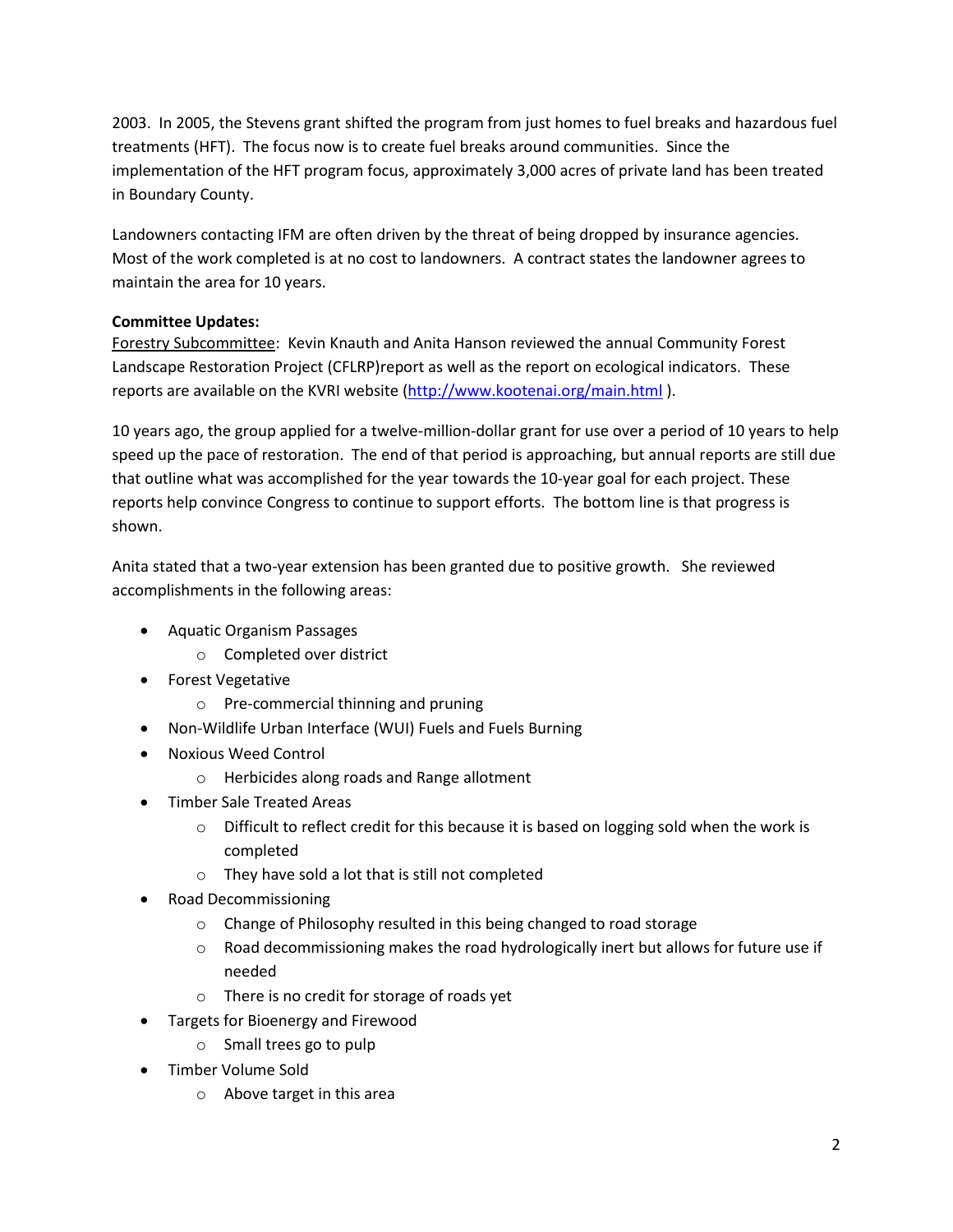2003. In 2005, the Stevens grant shifted the program from just homes to fuel breaks and hazardous fuel treatments (HFT). The focus now is to create fuel breaks around communities. Since the implementation of the HFT program focus, approximately 3,000 acres of private land has been treated in Boundary County.

Landowners contacting IFM are often driven by the threat of being dropped by insurance agencies. Most of the work completed is at no cost to landowners. A contract states the landowner agrees to maintain the area for 10 years.

**Committee Updates:**

Forestry Subcommittee: Kevin Knauth and Anita Hanson reviewed the annual Community Forest Landscape Restoration Project (CFLRP)report as well as the report on ecological indicators. These reports are available on the KVRI website (http://www.kootenai.org/main.html ).

10 years ago, the group applied for a twelve-million-dollar grant for use over a period of 10 years to help speed up the pace of restoration. The end of that period is approaching, but annual reports are still due that outline what was accomplished for the year towards the 10-year goal for each project. These reports help convince Congress to continue to support efforts. The bottom line is that progress is shown.

Anita stated that a two-year extension has been granted due to positive growth. She reviewed accomplishments in the following areas:

- Aquatic Organism Passages
  - Completed over district
- Forest Vegetative
  - Pre-commercial thinning and pruning
- Non-Wildlife Urban Interface (WUI) Fuels and Fuels Burning
- Noxious Weed Control
  - Herbicides along roads and Range allotment
- Timber Sale Treated Areas
  - Difficult to reflect credit for this because it is based on logging sold when the work is completed
  - They have sold a lot that is still not completed
- Road Decommissioning
  - Change of Philosophy resulted in this being changed to road storage
  - Road decommissioning makes the road hydrologically inert but allows for future use if needed
  - There is no credit for storage of roads yet
- Targets for Bioenergy and Firewood
  - Small trees go to pulp
- Timber Volume Sold
  - Above target in this area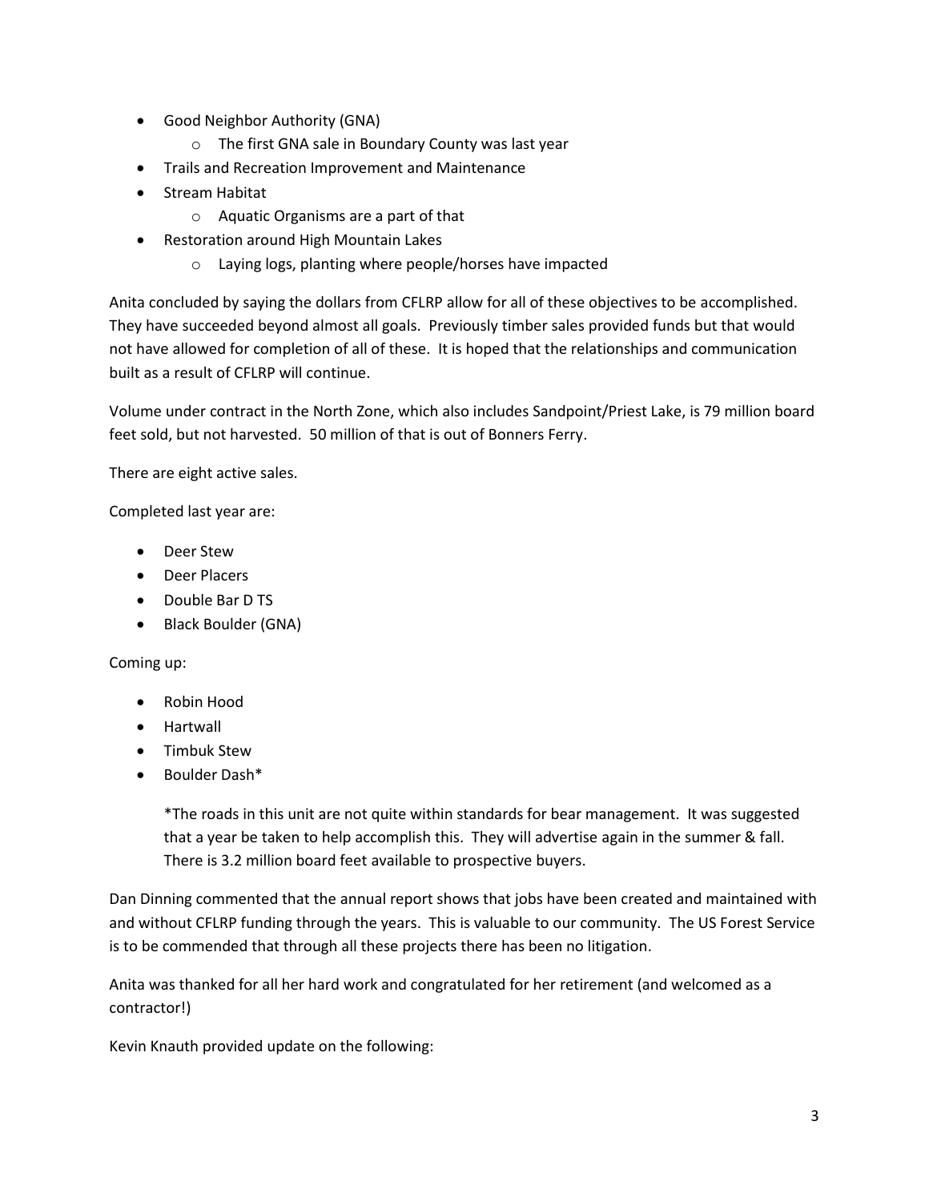- Good Neighbor Authority (GNA)
    - The first GNA sale in Boundary County was last year
- Trails and Recreation Improvement and Maintenance
- Stream Habitat
    - Aquatic Organisms are a part of that
- Restoration around High Mountain Lakes
    - Laying logs, planting where people/horses have impacted

Anita concluded by saying the dollars from CFLRP allow for all of these objectives to be accomplished. They have succeeded beyond almost all goals. Previously timber sales provided funds but that would not have allowed for completion of all of these. It is hoped that the relationships and communication built as a result of CFLRP will continue.

Volume under contract in the North Zone, which also includes Sandpoint/Priest Lake, is 79 million board feet sold, but not harvested. 50 million of that is out of Bonners Ferry.

There are eight active sales.

Completed last year are:

- Deer Stew
- Deer Placers
- Double Bar D TS
- Black Boulder (GNA)

Coming up:

- Robin Hood
- Hartwall
- Timbuk Stew
- Boulder Dash*

    *The roads in this unit are not quite within standards for bear management. It was suggested that a year be taken to help accomplish this. They will advertise again in the summer & fall. There is 3.2 million board feet available to prospective buyers.

Dan Dinning commented that the annual report shows that jobs have been created and maintained with and without CFLRP funding through the years. This is valuable to our community. The US Forest Service is to be commended that through all these projects there has been no litigation.

Anita was thanked for all her hard work and congratulated for her retirement (and welcomed as a contractor!)

Kevin Knauth provided update on the following: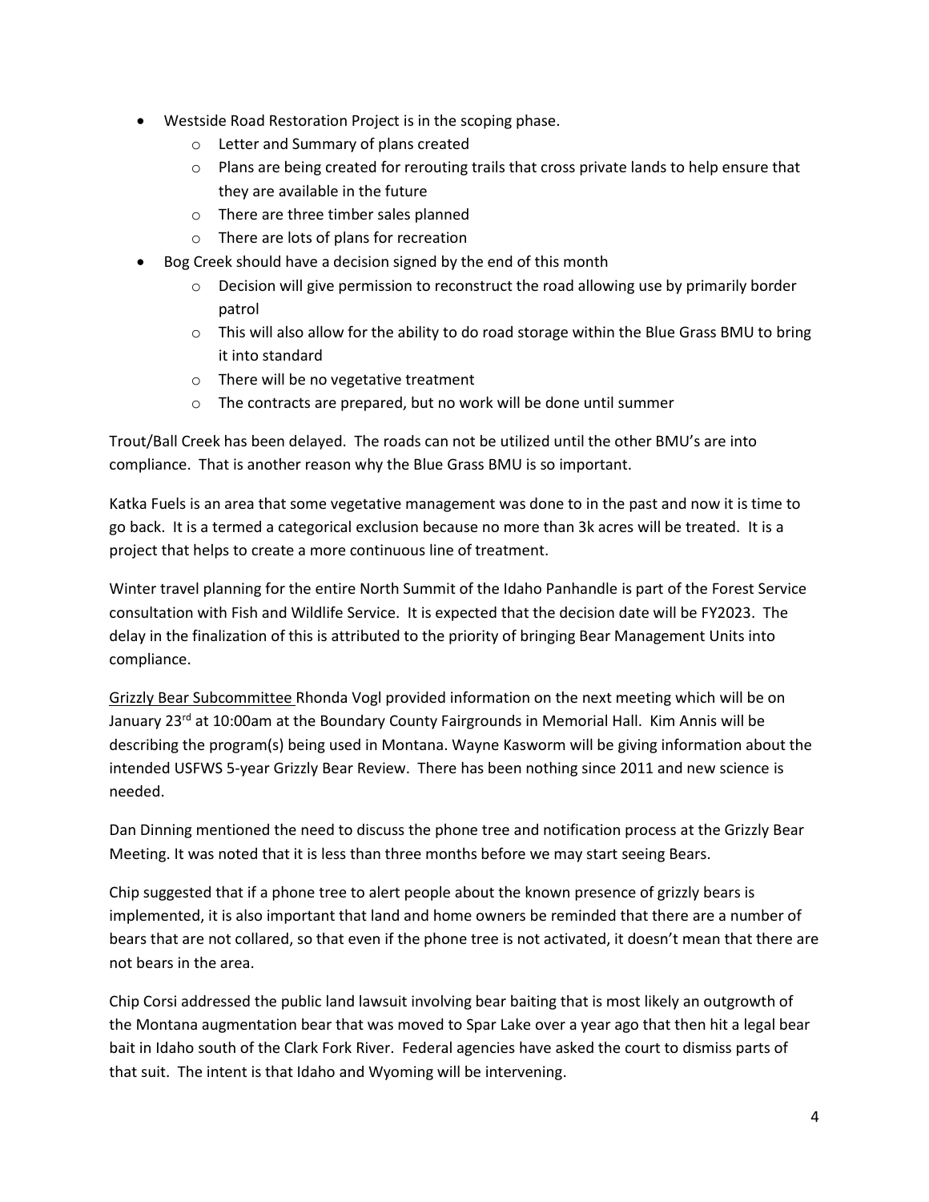- Westside Road Restoration Project is in the scoping phase.
    - Letter and Summary of plans created
    - Plans are being created for rerouting trails that cross private lands to help ensure that they are available in the future
    - There are three timber sales planned
    - There are lots of plans for recreation
- Bog Creek should have a decision signed by the end of this month
    - Decision will give permission to reconstruct the road allowing use by primarily border patrol
    - This will also allow for the ability to do road storage within the Blue Grass BMU to bring it into standard
    - There will be no vegetative treatment
    - The contracts are prepared, but no work will be done until summer

Trout/Ball Creek has been delayed. The roads can not be utilized until the other BMU's are into compliance. That is another reason why the Blue Grass BMU is so important.

Katka Fuels is an area that some vegetative management was done to in the past and now it is time to go back. It is a termed a categorical exclusion because no more than 3k acres will be treated. It is a project that helps to create a more continuous line of treatment.

Winter travel planning for the entire North Summit of the Idaho Panhandle is part of the Forest Service consultation with Fish and Wildlife Service. It is expected that the decision date will be FY2023. The delay in the finalization of this is attributed to the priority of bringing Bear Management Units into compliance.

<u>Grizzly Bear Subcommittee</u> Rhonda Vogl provided information on the next meeting which will be on January 23rd at 10:00am at the Boundary County Fairgrounds in Memorial Hall. Kim Annis will be describing the program(s) being used in Montana. Wayne Kasworm will be giving information about the intended USFWS 5-year Grizzly Bear Review. There has been nothing since 2011 and new science is needed.

Dan Dinning mentioned the need to discuss the phone tree and notification process at the Grizzly Bear Meeting. It was noted that it is less than three months before we may start seeing Bears.

Chip suggested that if a phone tree to alert people about the known presence of grizzly bears is implemented, it is also important that land and home owners be reminded that there are a number of bears that are not collared, so that even if the phone tree is not activated, it doesn't mean that there are not bears in the area.

Chip Corsi addressed the public land lawsuit involving bear baiting that is most likely an outgrowth of the Montana augmentation bear that was moved to Spar Lake over a year ago that then hit a legal bear bait in Idaho south of the Clark Fork River. Federal agencies have asked the court to dismiss parts of that suit. The intent is that Idaho and Wyoming will be intervening.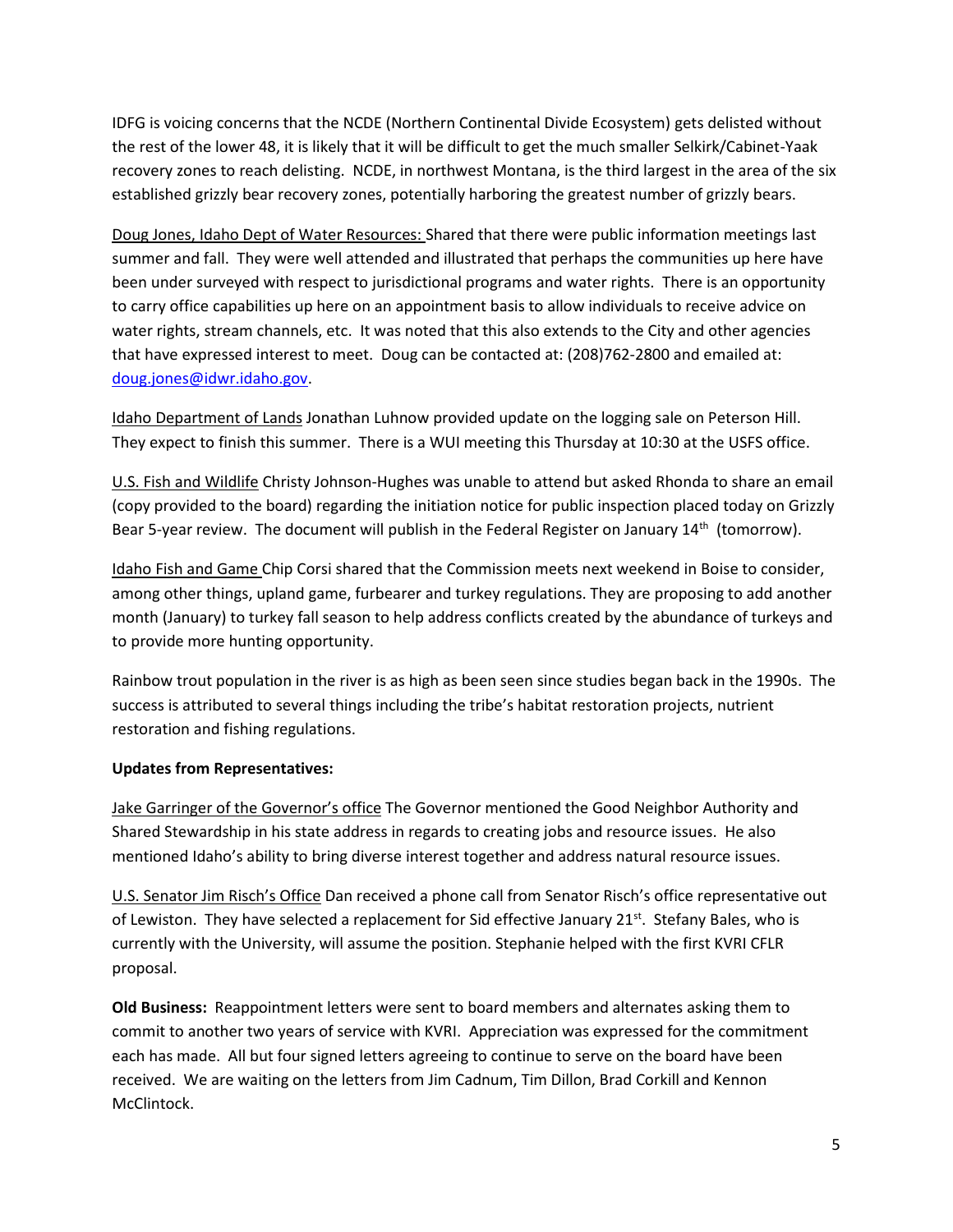IDFG is voicing concerns that the NCDE (Northern Continental Divide Ecosystem) gets delisted without the rest of the lower 48, it is likely that it will be difficult to get the much smaller Selkirk/Cabinet-Yaak recovery zones to reach delisting. NCDE, in northwest Montana, is the third largest in the area of the six established grizzly bear recovery zones, potentially harboring the greatest number of grizzly bears.

Doug Jones, Idaho Dept of Water Resources: Shared that there were public information meetings last summer and fall. They were well attended and illustrated that perhaps the communities up here have been under surveyed with respect to jurisdictional programs and water rights. There is an opportunity to carry office capabilities up here on an appointment basis to allow individuals to receive advice on water rights, stream channels, etc. It was noted that this also extends to the City and other agencies that have expressed interest to meet. Doug can be contacted at: (208)762-2800 and emailed at: doug.jones@idwr.idaho.gov.

Idaho Department of Lands Jonathan Luhnow provided update on the logging sale on Peterson Hill. They expect to finish this summer. There is a WUI meeting this Thursday at 10:30 at the USFS office.

U.S. Fish and Wildlife Christy Johnson-Hughes was unable to attend but asked Rhonda to share an email (copy provided to the board) regarding the initiation notice for public inspection placed today on Grizzly Bear 5-year review. The document will publish in the Federal Register on January 14th (tomorrow).

Idaho Fish and Game Chip Corsi shared that the Commission meets next weekend in Boise to consider, among other things, upland game, furbearer and turkey regulations. They are proposing to add another month (January) to turkey fall season to help address conflicts created by the abundance of turkeys and to provide more hunting opportunity.

Rainbow trout population in the river is as high as been seen since studies began back in the 1990s. The success is attributed to several things including the tribe's habitat restoration projects, nutrient restoration and fishing regulations.

**Updates from Representatives:**

Jake Garringer of the Governor's office The Governor mentioned the Good Neighbor Authority and Shared Stewardship in his state address in regards to creating jobs and resource issues. He also mentioned Idaho's ability to bring diverse interest together and address natural resource issues.

U.S. Senator Jim Risch's Office Dan received a phone call from Senator Risch's office representative out of Lewiston. They have selected a replacement for Sid effective January 21st. Stefany Bales, who is currently with the University, will assume the position. Stephanie helped with the first KVRI CFLR proposal.

**Old Business:** Reappointment letters were sent to board members and alternates asking them to commit to another two years of service with KVRI. Appreciation was expressed for the commitment each has made. All but four signed letters agreeing to continue to serve on the board have been received. We are waiting on the letters from Jim Cadnum, Tim Dillon, Brad Corkill and Kennon McClintock.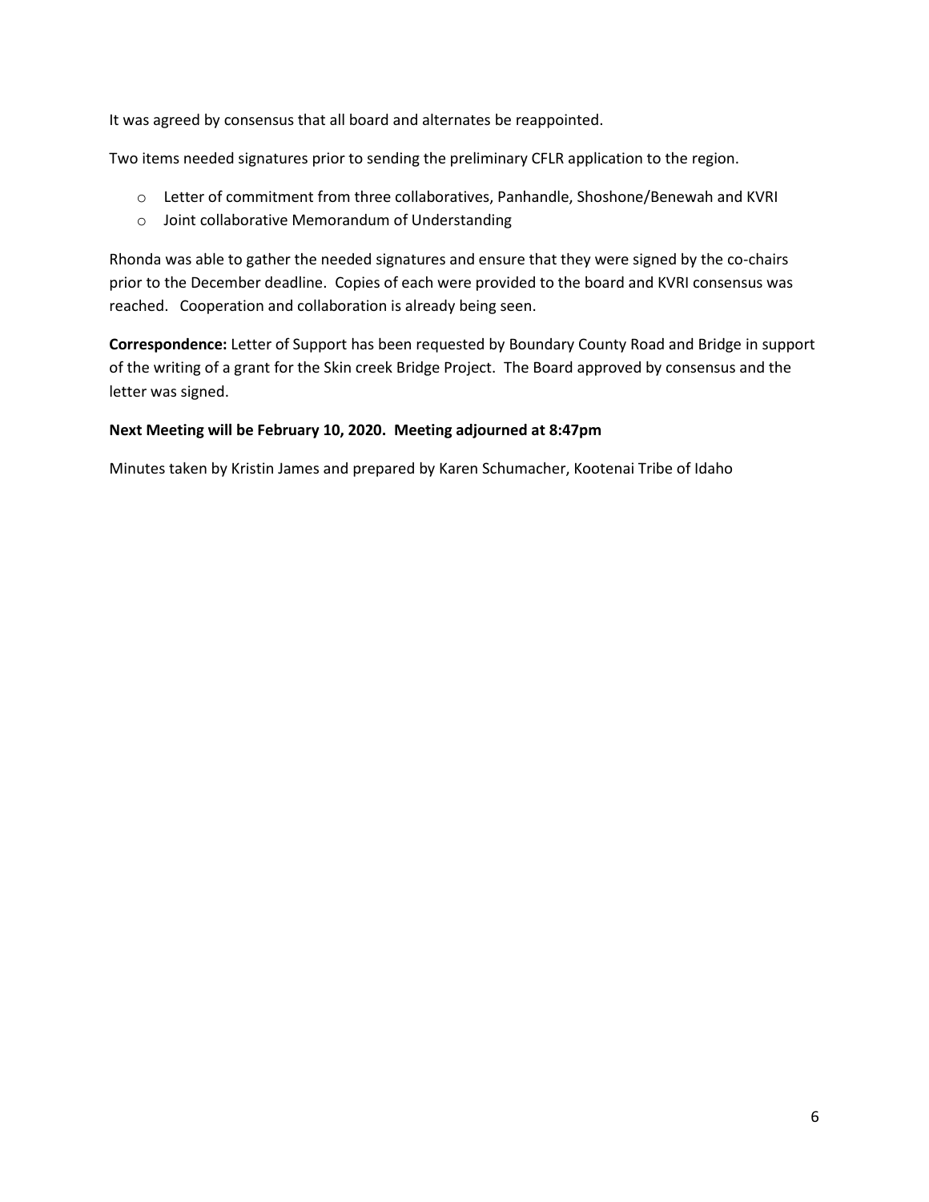It was agreed by consensus that all board and alternates be reappointed.

Two items needed signatures prior to sending the preliminary CFLR application to the region.

- Letter of commitment from three collaboratives, Panhandle, Shoshone/Benewah and KVRI
- Joint collaborative Memorandum of Understanding

Rhonda was able to gather the needed signatures and ensure that they were signed by the co-chairs prior to the December deadline. Copies of each were provided to the board and KVRI consensus was reached. Cooperation and collaboration is already being seen.

**Correspondence:** Letter of Support has been requested by Boundary County Road and Bridge in support of the writing of a grant for the Skin creek Bridge Project. The Board approved by consensus and the letter was signed.

**Next Meeting will be February 10, 2020. Meeting adjourned at 8:47pm**

Minutes taken by Kristin James and prepared by Karen Schumacher, Kootenai Tribe of Idaho